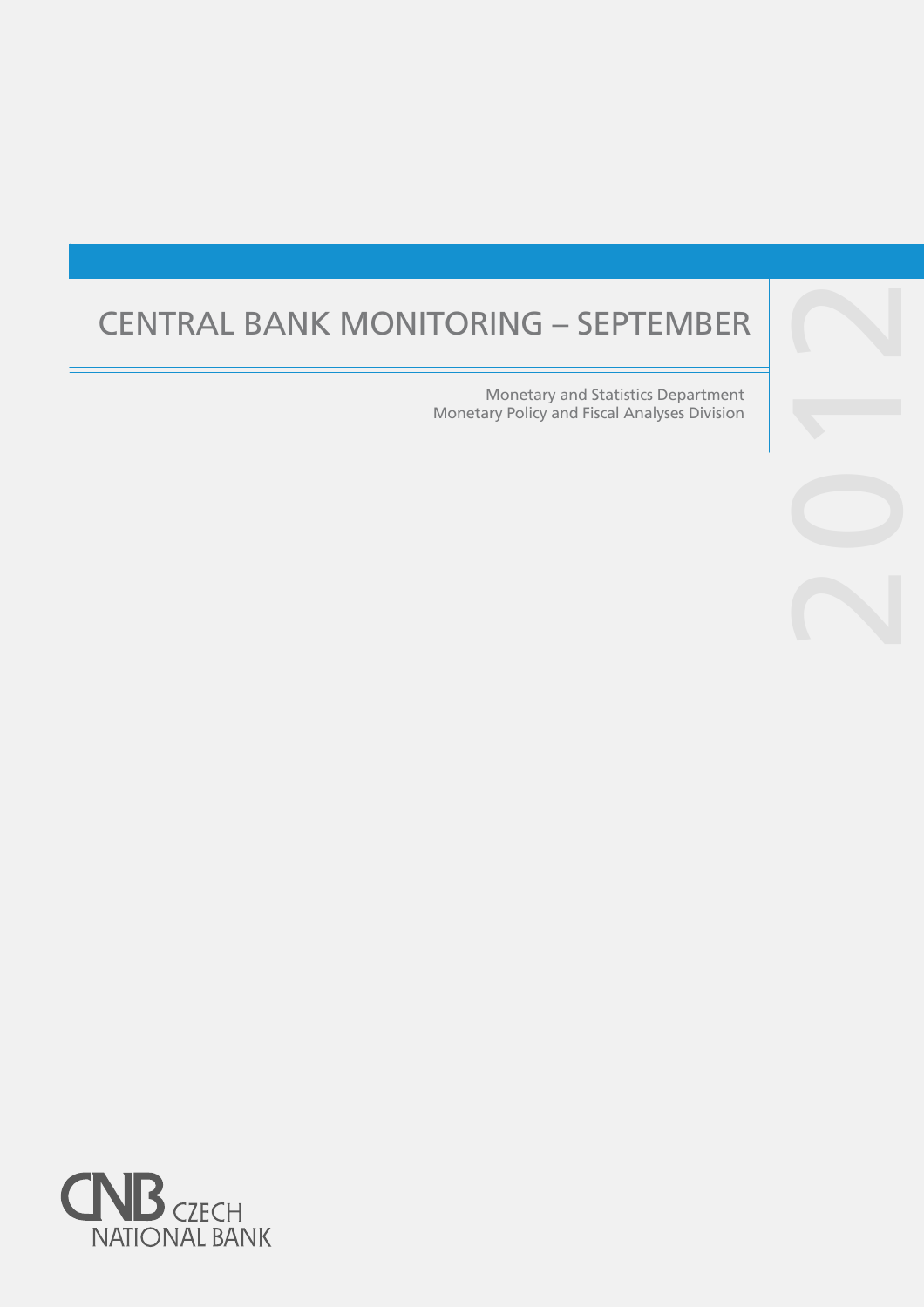# CENTRAL BANK MONITORING – SEPTEMBER 2012

Monetary and Statistics Department
Monetary Policy and Fiscal Analyses Division

CNB CZECH NATIONAL BANK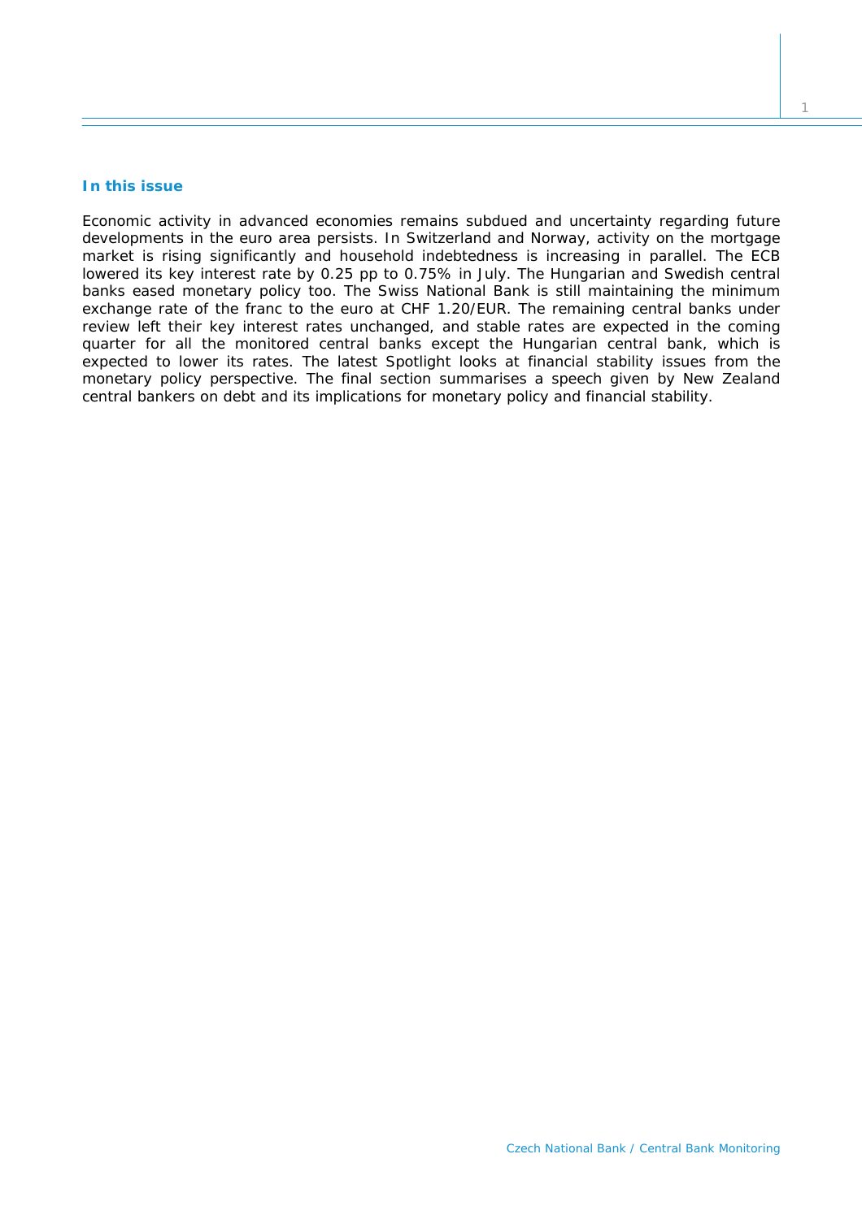### In this issue

Economic activity in advanced economies remains subdued and uncertainty regarding future developments in the euro area persists. In Switzerland and Norway, activity on the mortgage market is rising significantly and household indebtedness is increasing in parallel. The ECB lowered its key interest rate by 0.25 pp to 0.75% in July. The Hungarian and Swedish central banks eased monetary policy too. The Swiss National Bank is still maintaining the minimum exchange rate of the franc to the euro at CHF 1.20/EUR. The remaining central banks under review left their key interest rates unchanged, and stable rates are expected in the coming quarter for all the monitored central banks except the Hungarian central bank, which is expected to lower its rates. The latest Spotlight looks at financial stability issues from the monetary policy perspective. The final section summarises a speech given by New Zealand central bankers on debt and its implications for monetary policy and financial stability.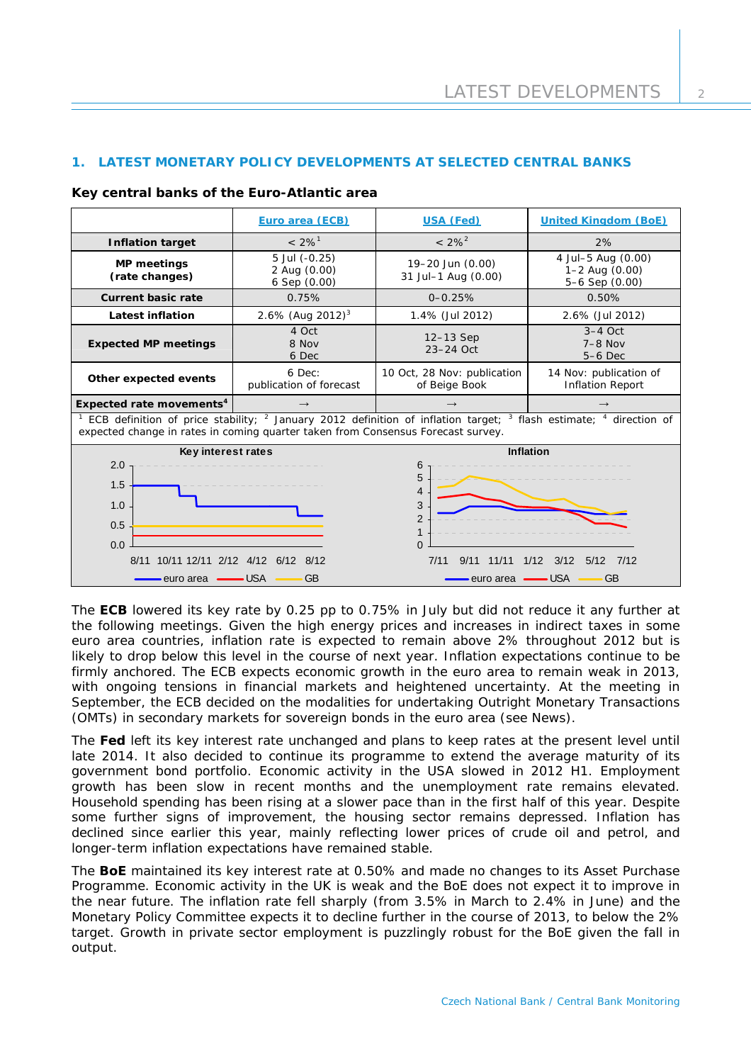## 1. LATEST MONETARY POLICY DEVELOPMENTS AT SELECTED CENTRAL BANKS

**Key central banks of the Euro-Atlantic area**

| | Euro area (ECB) | USA (Fed) | United Kingdom (BoE) |
|---|---|---|---|
| **Inflation target** | < 2%[1] | < 2%[2] | 2% |
| **MP meetings (rate changes)** | 5 Jul (-0.25)<br>2 Aug (0.00)<br>6 Sep (0.00) | 19–20 Jun (0.00)<br>31 Jul–1 Aug (0.00) | 4 Jul–5 Aug (0.00)<br>1–2 Aug (0.00)<br>5–6 Sep (0.00) |
| **Current basic rate** | 0.75% | 0–0.25% | 0.50% |
| **Latest inflation** | 2.6% (Aug 2012)[3] | 1.4% (Jul 2012) | 2.6% (Jul 2012) |
| **Expected MP meetings** | 4 Oct<br>8 Nov<br>6 Dec | 12–13 Sep<br>23–24 Oct | 3–4 Oct<br>7–8 Nov<br>5–6 Dec |
| **Other expected events** | 6 Dec: publication of forecast | 10 Oct, 28 Nov: publication of Beige Book | 14 Nov: publication of Inflation Report |
| **Expected rate movements**[4] | → | → | → |

[1] ECB definition of price stability; [2] January 2012 definition of inflation target; [3] flash estimate; [4] direction of expected change in rates in coming quarter taken from Consensus Forecast survey.

The **ECB** lowered its key rate by 0.25 pp to 0.75% in July but did not reduce it any further at the following meetings. Given the high energy prices and increases in indirect taxes in some euro area countries, inflation rate is expected to remain above 2% throughout 2012 but is likely to drop below this level in the course of next year. Inflation expectations continue to be firmly anchored. The ECB expects economic growth in the euro area to remain weak in 2013, with ongoing tensions in financial markets and heightened uncertainty. At the meeting in September, the ECB decided on the modalities for undertaking Outright Monetary Transactions (OMTs) in secondary markets for sovereign bonds in the euro area (see News).

The **Fed** left its key interest rate unchanged and plans to keep rates at the present level until late 2014. It also decided to continue its programme to extend the average maturity of its government bond portfolio. Economic activity in the USA slowed in 2012 H1. Employment growth has been slow in recent months and the unemployment rate remains elevated. Household spending has been rising at a slower pace than in the first half of this year. Despite some further signs of improvement, the housing sector remains depressed. Inflation has declined since earlier this year, mainly reflecting lower prices of crude oil and petrol, and longer-term inflation expectations have remained stable.

The **BoE** maintained its key interest rate at 0.50% and made no changes to its Asset Purchase Programme. Economic activity in the UK is weak and the BoE does not expect it to improve in the near future. The inflation rate fell sharply (from 3.5% in March to 2.4% in June) and the Monetary Policy Committee expects it to decline further in the course of 2013, to below the 2% target. Growth in private sector employment is puzzlingly robust for the BoE given the fall in output.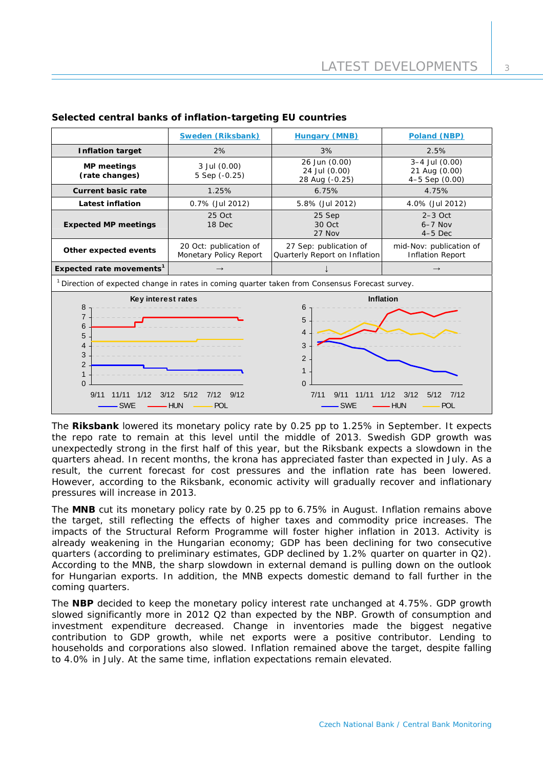**Selected central banks of inflation-targeting EU countries**

| | Sweden (Riksbank) | Hungary (MNB) | Poland (NBP) |
|---|---|---|---|
| **Inflation target** | 2% | 3% | 2.5% |
| **MP meetings (rate changes)** | 3 Jul (0.00)<br>5 Sep (-0.25) | 26 Jun (0.00)<br>24 Jul (0.00)<br>28 Aug (-0.25) | 3–4 Jul (0.00)<br>21 Aug (0.00)<br>4–5 Sep (0.00) |
| **Current basic rate** | 1.25% | 6.75% | 4.75% |
| **Latest inflation** | 0.7% (Jul 2012) | 5.8% (Jul 2012) | 4.0% (Jul 2012) |
| **Expected MP meetings** | 25 Oct<br>18 Dec | 25 Sep<br>30 Oct<br>27 Nov | 2–3 Oct<br>6–7 Nov<br>4–5 Dec |
| **Other expected events** | 20 Oct: publication of Monetary Policy Report | 27 Sep: publication of Quarterly Report on Inflation | mid-Nov: publication of Inflation Report |
| **Expected rate movements**[1] | → | ↓ | → |

[1] Direction of expected change in rates in coming quarter taken from Consensus Forecast survey.

The **Riksbank** lowered its monetary policy rate by 0.25 pp to 1.25% in September. It expects the repo rate to remain at this level until the middle of 2013. Swedish GDP growth was unexpectedly strong in the first half of this year, but the Riksbank expects a slowdown in the quarters ahead. In recent months, the krona has appreciated faster than expected in July. As a result, the current forecast for cost pressures and the inflation rate has been lowered. However, according to the Riksbank, economic activity will gradually recover and inflationary pressures will increase in 2013.

The **MNB** cut its monetary policy rate by 0.25 pp to 6.75% in August. Inflation remains above the target, still reflecting the effects of higher taxes and commodity price increases. The impacts of the Structural Reform Programme will foster higher inflation in 2013. Activity is already weakening in the Hungarian economy; GDP has been declining for two consecutive quarters (according to preliminary estimates, GDP declined by 1.2% quarter on quarter in Q2). According to the MNB, the sharp slowdown in external demand is pulling down on the outlook for Hungarian exports. In addition, the MNB expects domestic demand to fall further in the coming quarters.

The **NBP** decided to keep the monetary policy interest rate unchanged at 4.75%. GDP growth slowed significantly more in 2012 Q2 than expected by the NBP. Growth of consumption and investment expenditure decreased. Change in inventories made the biggest negative contribution to GDP growth, while net exports were a positive contributor. Lending to households and corporations also slowed. Inflation remained above the target, despite falling to 4.0% in July. At the same time, inflation expectations remain elevated.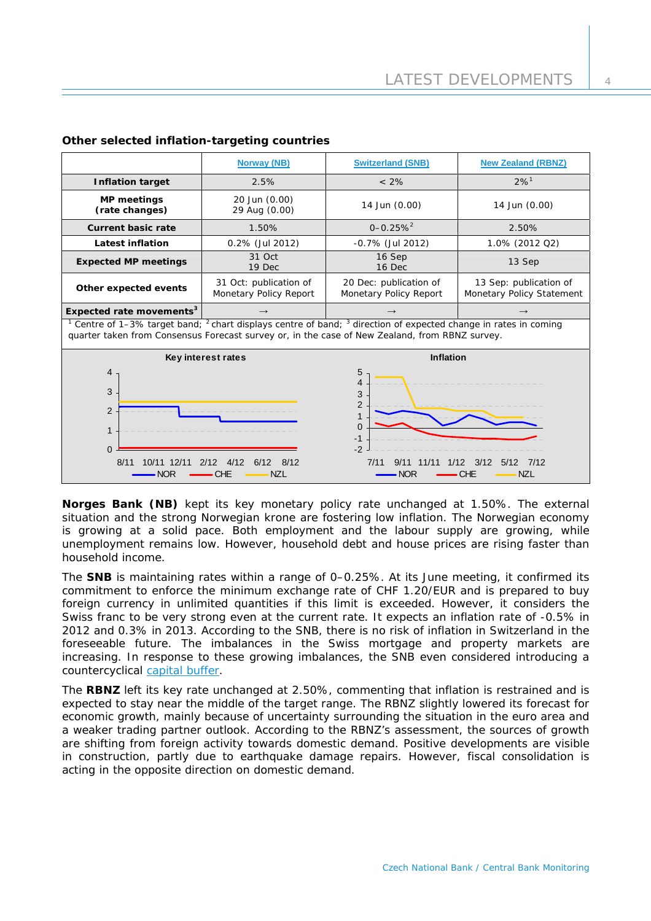### Other selected inflation-targeting countries

| | Norway (NB) | Switzerland (SNB) | New Zealand (RBNZ) |
|---|---|---|---|
| **Inflation target** | 2.5% | < 2% | 2%[1] |
| **MP meetings (rate changes)** | 20 Jun (0.00) 29 Aug (0.00) | 14 Jun (0.00) | 14 Jun (0.00) |
| **Current basic rate** | 1.50% | 0–0.25%[2] | 2.50% |
| **Latest inflation** | 0.2% (Jul 2012) | -0.7% (Jul 2012) | 1.0% (2012 Q2) |
| **Expected MP meetings** | 31 Oct 19 Dec | 16 Sep 16 Dec | 13 Sep |
| **Other expected events** | 31 Oct: publication of Monetary Policy Report | 20 Dec: publication of Monetary Policy Report | 13 Sep: publication of Monetary Policy Statement |
| **Expected rate movements**[3] | → | → | → |

[1] Centre of 1–3% target band; [2] chart displays centre of band; [3] direction of expected change in rates in coming quarter taken from Consensus Forecast survey or, in the case of New Zealand, from RBNZ survey.

**Key interest rates**

**Inflation**

**Norges Bank (NB)** kept its key monetary policy rate unchanged at 1.50%. The external situation and the strong Norwegian krone are fostering low inflation. The Norwegian economy is growing at a solid pace. Both employment and the labour supply are growing, while unemployment remains low. However, household debt and house prices are rising faster than household income.

The **SNB** is maintaining rates within a range of 0–0.25%. At its June meeting, it confirmed its commitment to enforce the minimum exchange rate of CHF 1.20/EUR and is prepared to buy foreign currency in unlimited quantities if this limit is exceeded. However, it considers the Swiss franc to be very strong even at the current rate. It expects an inflation rate of -0.5% in 2012 and 0.3% in 2013. According to the SNB, there is no risk of inflation in Switzerland in the foreseeable future. The imbalances in the Swiss mortgage and property markets are increasing. In response to these growing imbalances, the SNB even considered introducing a countercyclical capital buffer.

The **RBNZ** left its key rate unchanged at 2.50%, commenting that inflation is restrained and is expected to stay near the middle of the target range. The RBNZ slightly lowered its forecast for economic growth, mainly because of uncertainty surrounding the situation in the euro area and a weaker trading partner outlook. According to the RBNZ's assessment, the sources of growth are shifting from foreign activity towards domestic demand. Positive developments are visible in construction, partly due to earthquake damage repairs. However, fiscal consolidation is acting in the opposite direction on domestic demand.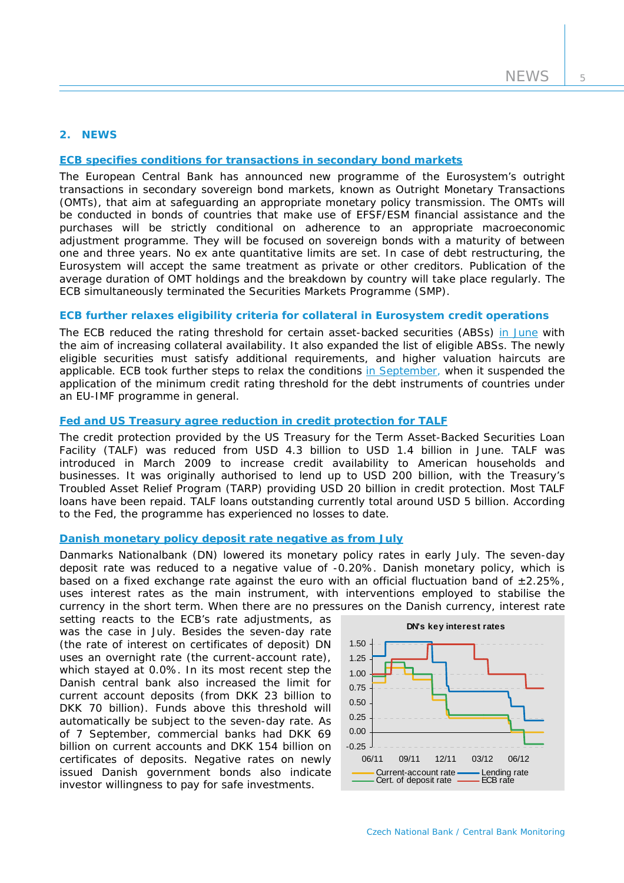## 2. NEWS

### [ECB specifies conditions for transactions in secondary bond markets](#)

The European Central Bank has announced new programme of the Eurosystem's outright transactions in secondary sovereign bond markets, known as Outright Monetary Transactions (OMTs), that aim at safeguarding an appropriate monetary policy transmission. The OMTs will be conducted in bonds of countries that make use of EFSF/ESM financial assistance and the purchases will be strictly conditional on adherence to an appropriate macroeconomic adjustment programme. They will be focused on sovereign bonds with a maturity of between one and three years. No ex ante quantitative limits are set. In case of debt restructuring, the Eurosystem will accept the same treatment as private or other creditors. Publication of the average duration of OMT holdings and the breakdown by country will take place regularly. The ECB simultaneously terminated the Securities Markets Programme (SMP).

### ECB further relaxes eligibility criteria for collateral in Eurosystem credit operations

The ECB reduced the rating threshold for certain asset-backed securities (ABSs) [in June](#) with the aim of increasing collateral availability. It also expanded the list of eligible ABSs. The newly eligible securities must satisfy additional requirements, and higher valuation haircuts are applicable. ECB took further steps to relax the conditions [in September,](#) when it suspended the application of the minimum credit rating threshold for the debt instruments of countries under an EU-IMF programme in general.

### [Fed and US Treasury agree reduction in credit protection for TALF](#)

The credit protection provided by the US Treasury for the Term Asset-Backed Securities Loan Facility (TALF) was reduced from USD 4.3 billion to USD 1.4 billion in June. TALF was introduced in March 2009 to increase credit availability to American households and businesses. It was originally authorised to lend up to USD 200 billion, with the Treasury's Troubled Asset Relief Program (TARP) providing USD 20 billion in credit protection. Most TALF loans have been repaid. TALF loans outstanding currently total around USD 5 billion. According to the Fed, the programme has experienced no losses to date.

### [Danish monetary policy deposit rate negative as from July](#)

Danmarks Nationalbank (DN) lowered its monetary policy rates in early July. The seven-day deposit rate was reduced to a negative value of -0.20%. Danish monetary policy, which is based on a fixed exchange rate against the euro with an official fluctuation band of ±2.25%, uses interest rates as the main instrument, with interventions employed to stabilise the currency in the short term. When there are no pressures on the Danish currency, interest rate setting reacts to the ECB's rate adjustments, as was the case in July. Besides the seven-day rate (the rate of interest on certificates of deposit) DN uses an overnight rate (the current-account rate), which stayed at 0.0%. In its most recent step the Danish central bank also increased the limit for current account deposits (from DKK 23 billion to DKK 70 billion). Funds above this threshold will automatically be subject to the seven-day rate. As of 7 September, commercial banks had DKK 69 billion on current accounts and DKK 154 billion on certificates of deposits. Negative rates on newly issued Danish government bonds also indicate investor willingness to pay for safe investments.

DN's key interest rates

(Chart: y-axis -0.25 to 1.50; x-axis 06/11, 09/11, 12/11, 03/12, 06/12; series: Current-account rate, Lending rate, Cert. of deposit rate, ECB rate)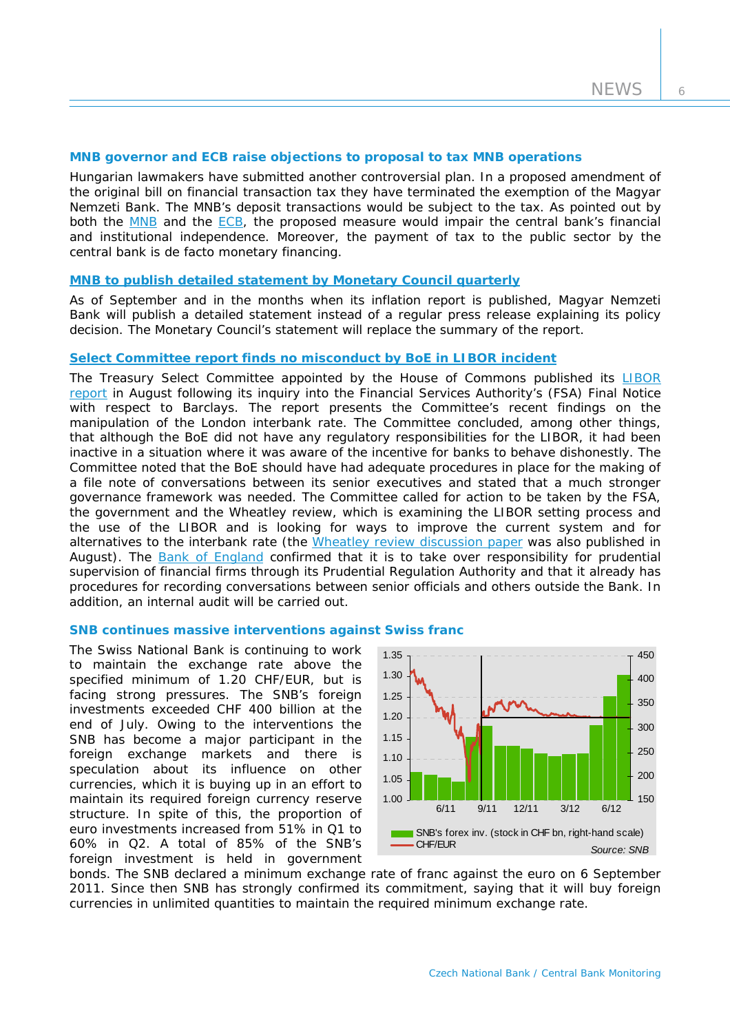### MNB governor and ECB raise objections to proposal to tax MNB operations

Hungarian lawmakers have submitted another controversial plan. In a proposed amendment of the original bill on financial transaction tax they have terminated the exemption of the Magyar Nemzeti Bank. The MNB's deposit transactions would be subject to the tax. As pointed out by both the MNB and the ECB, the proposed measure would impair the central bank's financial and institutional independence. Moreover, the payment of tax to the public sector by the central bank is de facto monetary financing.

### MNB to publish detailed statement by Monetary Council quarterly

As of September and in the months when its inflation report is published, Magyar Nemzeti Bank will publish a detailed statement instead of a regular press release explaining its policy decision. The Monetary Council's statement will replace the summary of the report.

### Select Committee report finds no misconduct by BoE in LIBOR incident

The Treasury Select Committee appointed by the House of Commons published its LIBOR report in August following its inquiry into the Financial Services Authority's (FSA) Final Notice with respect to Barclays. The report presents the Committee's recent findings on the manipulation of the London interbank rate. The Committee concluded, among other things, that although the BoE did not have any regulatory responsibilities for the LIBOR, it had been inactive in a situation where it was aware of the incentive for banks to behave dishonestly. The Committee noted that the BoE should have had adequate procedures in place for the making of a file note of conversations between its senior executives and stated that a much stronger governance framework was needed. The Committee called for action to be taken by the FSA, the government and the Wheatley review, which is examining the LIBOR setting process and the use of the LIBOR and is looking for ways to improve the current system and for alternatives to the interbank rate (the Wheatley review discussion paper was also published in August). The Bank of England confirmed that it is to take over responsibility for prudential supervision of financial firms through its Prudential Regulation Authority and that it already has procedures for recording conversations between senior officials and others outside the Bank. In addition, an internal audit will be carried out.

### SNB continues massive interventions against Swiss franc

The Swiss National Bank is continuing to work to maintain the exchange rate above the specified minimum of 1.20 CHF/EUR, but is facing strong pressures. The SNB's foreign investments exceeded CHF 400 billion at the end of July. Owing to the interventions the SNB has become a major participant in the foreign exchange markets and there is speculation about its influence on other currencies, which it is buying up in an effort to maintain its required foreign currency reserve structure. In spite of this, the proportion of euro investments increased from 51% in Q1 to 60% in Q2. A total of 85% of the SNB's foreign investment is held in government bonds. The SNB declared a minimum exchange rate of franc against the euro on 6 September 2011. Since then SNB has strongly confirmed its commitment, saying that it will buy foreign currencies in unlimited quantities to maintain the required minimum exchange rate.

SNB's forex inv. (stock in CHF bn, right-hand scale); CHF/EUR

*Source: SNB*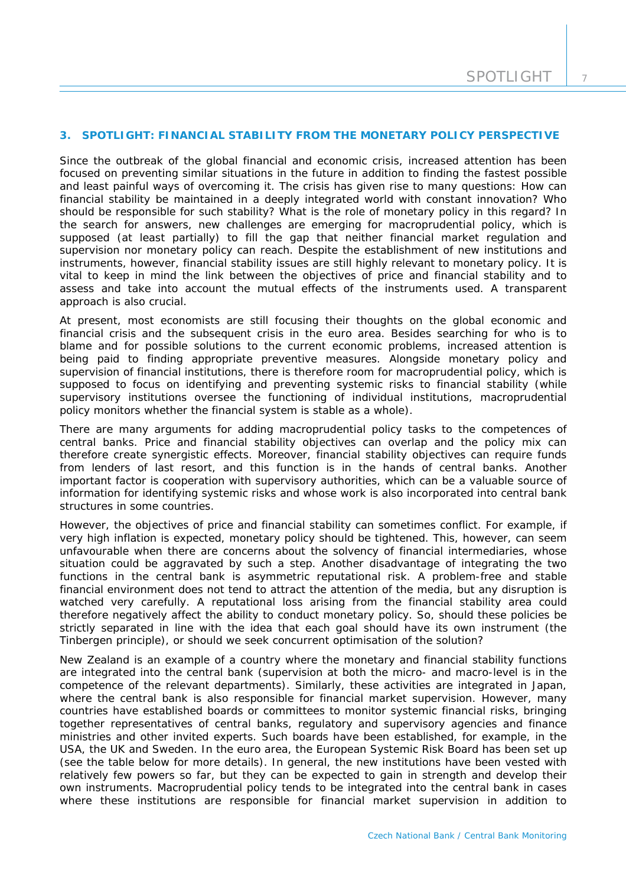## 3. SPOTLIGHT: FINANCIAL STABILITY FROM THE MONETARY POLICY PERSPECTIVE

Since the outbreak of the global financial and economic crisis, increased attention has been focused on preventing similar situations in the future in addition to finding the fastest possible and least painful ways of overcoming it. The crisis has given rise to many questions: How can financial stability be maintained in a deeply integrated world with constant innovation? Who should be responsible for such stability? What is the role of monetary policy in this regard? In the search for answers, new challenges are emerging for macroprudential policy, which is supposed (at least partially) to fill the gap that neither financial market regulation and supervision nor monetary policy can reach. Despite the establishment of new institutions and instruments, however, financial stability issues are still highly relevant to monetary policy. It is vital to keep in mind the link between the objectives of price and financial stability and to assess and take into account the mutual effects of the instruments used. A transparent approach is also crucial.

At present, most economists are still focusing their thoughts on the global economic and financial crisis and the subsequent crisis in the euro area. Besides searching for who is to blame and for possible solutions to the current economic problems, increased attention is being paid to finding appropriate preventive measures. Alongside monetary policy and supervision of financial institutions, there is therefore room for macroprudential policy, which is supposed to focus on identifying and preventing systemic risks to financial stability (while supervisory institutions oversee the functioning of individual institutions, macroprudential policy monitors whether the financial system is stable as a whole).

There are many arguments for adding macroprudential policy tasks to the competences of central banks. Price and financial stability objectives can overlap and the policy mix can therefore create synergistic effects. Moreover, financial stability objectives can require funds from lenders of last resort, and this function is in the hands of central banks. Another important factor is cooperation with supervisory authorities, which can be a valuable source of information for identifying systemic risks and whose work is also incorporated into central bank structures in some countries.

However, the objectives of price and financial stability can sometimes conflict. For example, if very high inflation is expected, monetary policy should be tightened. This, however, can seem unfavourable when there are concerns about the solvency of financial intermediaries, whose situation could be aggravated by such a step. Another disadvantage of integrating the two functions in the central bank is asymmetric reputational risk. A problem-free and stable financial environment does not tend to attract the attention of the media, but any disruption is watched very carefully. A reputational loss arising from the financial stability area could therefore negatively affect the ability to conduct monetary policy. So, should these policies be strictly separated in line with the idea that each goal should have its own instrument (the Tinbergen principle), or should we seek concurrent optimisation of the solution?

New Zealand is an example of a country where the monetary and financial stability functions are integrated into the central bank (supervision at both the micro- and macro-level is in the competence of the relevant departments). Similarly, these activities are integrated in Japan, where the central bank is also responsible for financial market supervision. However, many countries have established boards or committees to monitor systemic financial risks, bringing together representatives of central banks, regulatory and supervisory agencies and finance ministries and other invited experts. Such boards have been established, for example, in the USA, the UK and Sweden. In the euro area, the European Systemic Risk Board has been set up (see the table below for more details). In general, the new institutions have been vested with relatively few powers so far, but they can be expected to gain in strength and develop their own instruments. Macroprudential policy tends to be integrated into the central bank in cases where these institutions are responsible for financial market supervision in addition to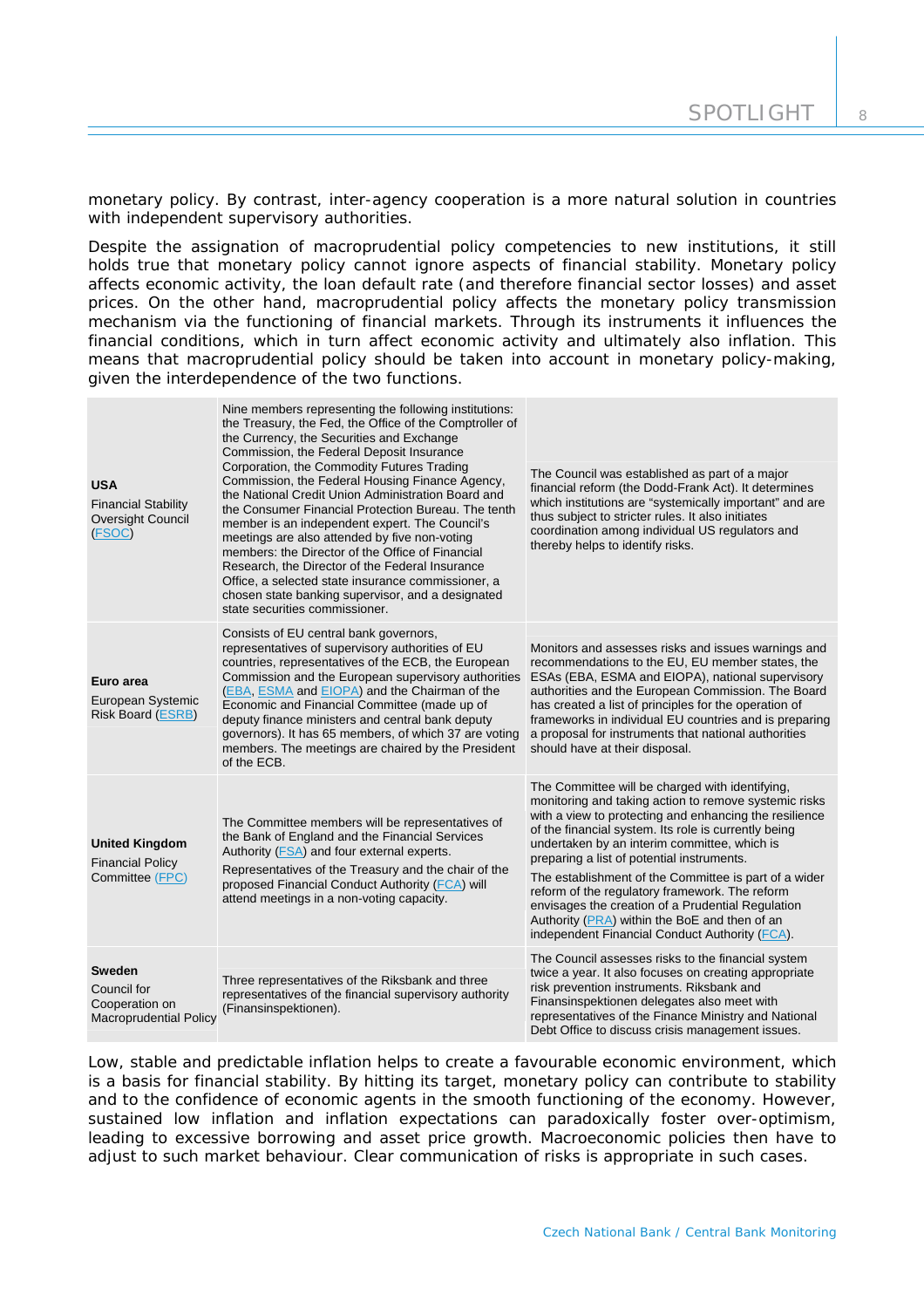monetary policy. By contrast, inter-agency cooperation is a more natural solution in countries with independent supervisory authorities.

Despite the assignation of macroprudential policy competencies to new institutions, it still holds true that monetary policy cannot ignore aspects of financial stability. Monetary policy affects economic activity, the loan default rate (and therefore financial sector losses) and asset prices. On the other hand, macroprudential policy affects the monetary policy transmission mechanism via the functioning of financial markets. Through its instruments it influences the financial conditions, which in turn affect economic activity and ultimately also inflation. This means that macroprudential policy should be taken into account in monetary policy-making, given the interdependence of the two functions.

| | | |
|---|---|---|
| **USA**<br>Financial Stability Oversight Council (FSOC) | Nine members representing the following institutions: the Treasury, the Fed, the Office of the Comptroller of the Currency, the Securities and Exchange Commission, the Federal Deposit Insurance Corporation, the Commodity Futures Trading Commission, the Federal Housing Finance Agency, the National Credit Union Administration Board and the Consumer Financial Protection Bureau. The tenth member is an independent expert. The Council's meetings are also attended by five non-voting members: the Director of the Office of Financial Research, the Director of the Federal Insurance Office, a selected state insurance commissioner, a chosen state banking supervisor, and a designated state securities commissioner. | The Council was established as part of a major financial reform (the Dodd-Frank Act). It determines which institutions are "systemically important" and are thus subject to stricter rules. It also initiates coordination among individual US regulators and thereby helps to identify risks. |
| **Euro area**<br>European Systemic Risk Board (ESRB) | Consists of EU central bank governors, representatives of supervisory authorities of EU countries, representatives of the ECB, the European Commission and the European supervisory authorities (EBA, ESMA and EIOPA) and the Chairman of the Economic and Financial Committee (made up of deputy finance ministers and central bank deputy governors). It has 65 members, of which 37 are voting members. The meetings are chaired by the President of the ECB. | Monitors and assesses risks and issues warnings and recommendations to the EU, EU member states, the ESAs (EBA, ESMA and EIOPA), national supervisory authorities and the European Commission. The Board has created a list of principles for the operation of frameworks in individual EU countries and is preparing a proposal for instruments that national authorities should have at their disposal. |
| **United Kingdom**<br>Financial Policy Committee (FPC) | The Committee members will be representatives of the Bank of England and the Financial Services Authority (FSA) and four external experts.<br>Representatives of the Treasury and the chair of the proposed Financial Conduct Authority (FCA) will attend meetings in a non-voting capacity. | The Committee will be charged with identifying, monitoring and taking action to remove systemic risks with a view to protecting and enhancing the resilience of the financial system. Its role is currently being undertaken by an interim committee, which is preparing a list of potential instruments.<br>The establishment of the Committee is part of a wider reform of the regulatory framework. The reform envisages the creation of a Prudential Regulation Authority (PRA) within the BoE and then of an independent Financial Conduct Authority (FCA). |
| **Sweden**<br>Council for Cooperation on Macroprudential Policy | Three representatives of the Riksbank and three representatives of the financial supervisory authority (Finansinspektionen). | The Council assesses risks to the financial system twice a year. It also focuses on creating appropriate risk prevention instruments. Riksbank and Finansinspektionen delegates also meet with representatives of the Finance Ministry and National Debt Office to discuss crisis management issues. |

Low, stable and predictable inflation helps to create a favourable economic environment, which is a basis for financial stability. By hitting its target, monetary policy can contribute to stability and to the confidence of economic agents in the smooth functioning of the economy. However, sustained low inflation and inflation expectations can paradoxically foster over-optimism, leading to excessive borrowing and asset price growth. Macroeconomic policies then have to adjust to such market behaviour. Clear communication of risks is appropriate in such cases.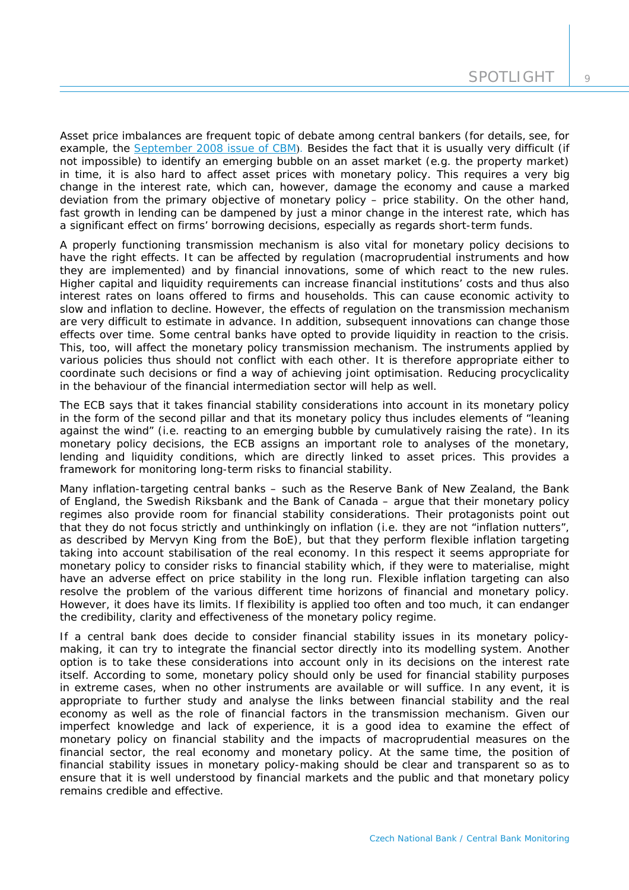Asset price imbalances are frequent topic of debate among central bankers (for details, see, for example, the [September 2008 issue of CBM](#)). Besides the fact that it is usually very difficult (if not impossible) to identify an emerging bubble on an asset market (e.g. the property market) in time, it is also hard to affect asset prices with monetary policy. This requires a very big change in the interest rate, which can, however, damage the economy and cause a marked deviation from the primary objective of monetary policy – price stability. On the other hand, fast growth in lending can be dampened by just a minor change in the interest rate, which has a significant effect on firms' borrowing decisions, especially as regards short-term funds.

A properly functioning transmission mechanism is also vital for monetary policy decisions to have the right effects. It can be affected by regulation (macroprudential instruments and how they are implemented) and by financial innovations, some of which react to the new rules. Higher capital and liquidity requirements can increase financial institutions' costs and thus also interest rates on loans offered to firms and households. This can cause economic activity to slow and inflation to decline. However, the effects of regulation on the transmission mechanism are very difficult to estimate in advance. In addition, subsequent innovations can change those effects over time. Some central banks have opted to provide liquidity in reaction to the crisis. This, too, will affect the monetary policy transmission mechanism. The instruments applied by various policies thus should not conflict with each other. It is therefore appropriate either to coordinate such decisions or find a way of achieving joint optimisation. Reducing procyclicality in the behaviour of the financial intermediation sector will help as well.

The ECB says that it takes financial stability considerations into account in its monetary policy in the form of the second pillar and that its monetary policy thus includes elements of "leaning against the wind" (i.e. reacting to an emerging bubble by cumulatively raising the rate). In its monetary policy decisions, the ECB assigns an important role to analyses of the monetary, lending and liquidity conditions, which are directly linked to asset prices. This provides a framework for monitoring long-term risks to financial stability.

Many inflation-targeting central banks – such as the Reserve Bank of New Zealand, the Bank of England, the Swedish Riksbank and the Bank of Canada – argue that their monetary policy regimes also provide room for financial stability considerations. Their protagonists point out that they do not focus strictly and unthinkingly on inflation (i.e. they are not "inflation nutters", as described by Mervyn King from the BoE), but that they perform flexible inflation targeting taking into account stabilisation of the real economy. In this respect it seems appropriate for monetary policy to consider risks to financial stability which, if they were to materialise, might have an adverse effect on price stability in the long run. Flexible inflation targeting can also resolve the problem of the various different time horizons of financial and monetary policy. However, it does have its limits. If flexibility is applied too often and too much, it can endanger the credibility, clarity and effectiveness of the monetary policy regime.

If a central bank does decide to consider financial stability issues in its monetary policy-making, it can try to integrate the financial sector directly into its modelling system. Another option is to take these considerations into account only in its decisions on the interest rate itself. According to some, monetary policy should only be used for financial stability purposes in extreme cases, when no other instruments are available or will suffice. In any event, it is appropriate to further study and analyse the links between financial stability and the real economy as well as the role of financial factors in the transmission mechanism. Given our imperfect knowledge and lack of experience, it is a good idea to examine the effect of monetary policy on financial stability and the impacts of macroprudential measures on the financial sector, the real economy and monetary policy. At the same time, the position of financial stability issues in monetary policy-making should be clear and transparent so as to ensure that it is well understood by financial markets and the public and that monetary policy remains credible and effective.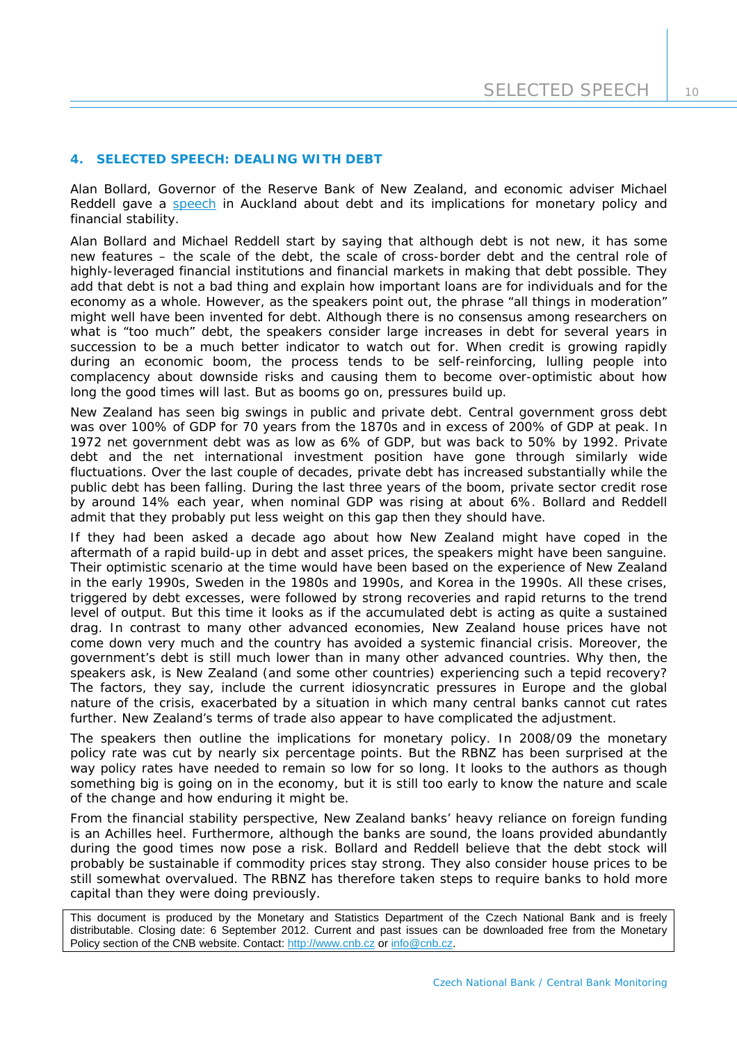## 4. SELECTED SPEECH: DEALING WITH DEBT

Alan Bollard, Governor of the Reserve Bank of New Zealand, and economic adviser Michael Reddell gave a speech in Auckland about debt and its implications for monetary policy and financial stability.

Alan Bollard and Michael Reddell start by saying that although debt is not new, it has some new features – the scale of the debt, the scale of cross-border debt and the central role of highly-leveraged financial institutions and financial markets in making that debt possible. They add that debt is not a bad thing and explain how important loans are for individuals and for the economy as a whole. However, as the speakers point out, the phrase "all things in moderation" might well have been invented for debt. Although there is no consensus among researchers on what is "too much" debt, the speakers consider large increases in debt for several years in succession to be a much better indicator to watch out for. When credit is growing rapidly during an economic boom, the process tends to be self-reinforcing, lulling people into complacency about downside risks and causing them to become over-optimistic about how long the good times will last. But as booms go on, pressures build up.

New Zealand has seen big swings in public and private debt. Central government gross debt was over 100% of GDP for 70 years from the 1870s and in excess of 200% of GDP at peak. In 1972 net government debt was as low as 6% of GDP, but was back to 50% by 1992. Private debt and the net international investment position have gone through similarly wide fluctuations. Over the last couple of decades, private debt has increased substantially while the public debt has been falling. During the last three years of the boom, private sector credit rose by around 14% each year, when nominal GDP was rising at about 6%. Bollard and Reddell admit that they probably put less weight on this gap then they should have.

If they had been asked a decade ago about how New Zealand might have coped in the aftermath of a rapid build-up in debt and asset prices, the speakers might have been sanguine. Their optimistic scenario at the time would have been based on the experience of New Zealand in the early 1990s, Sweden in the 1980s and 1990s, and Korea in the 1990s. All these crises, triggered by debt excesses, were followed by strong recoveries and rapid returns to the trend level of output. But this time it looks as if the accumulated debt is acting as quite a sustained drag. In contrast to many other advanced economies, New Zealand house prices have not come down very much and the country has avoided a systemic financial crisis. Moreover, the government's debt is still much lower than in many other advanced countries. Why then, the speakers ask, is New Zealand (and some other countries) experiencing such a tepid recovery? The factors, they say, include the current idiosyncratic pressures in Europe and the global nature of the crisis, exacerbated by a situation in which many central banks cannot cut rates further. New Zealand's terms of trade also appear to have complicated the adjustment.

The speakers then outline the implications for monetary policy. In 2008/09 the monetary policy rate was cut by nearly six percentage points. But the RBNZ has been surprised at the way policy rates have needed to remain so low for so long. It looks to the authors as though something big is going on in the economy, but it is still too early to know the nature and scale of the change and how enduring it might be.

From the financial stability perspective, New Zealand banks' heavy reliance on foreign funding is an Achilles heel. Furthermore, although the banks are sound, the loans provided abundantly during the good times now pose a risk. Bollard and Reddell believe that the debt stock will probably be sustainable if commodity prices stay strong. They also consider house prices to be still somewhat overvalued. The RBNZ has therefore taken steps to require banks to hold more capital than they were doing previously.

This document is produced by the Monetary and Statistics Department of the Czech National Bank and is freely distributable. Closing date: 6 September 2012. Current and past issues can be downloaded free from the Monetary Policy section of the CNB website. Contact: http://www.cnb.cz or info@cnb.cz.